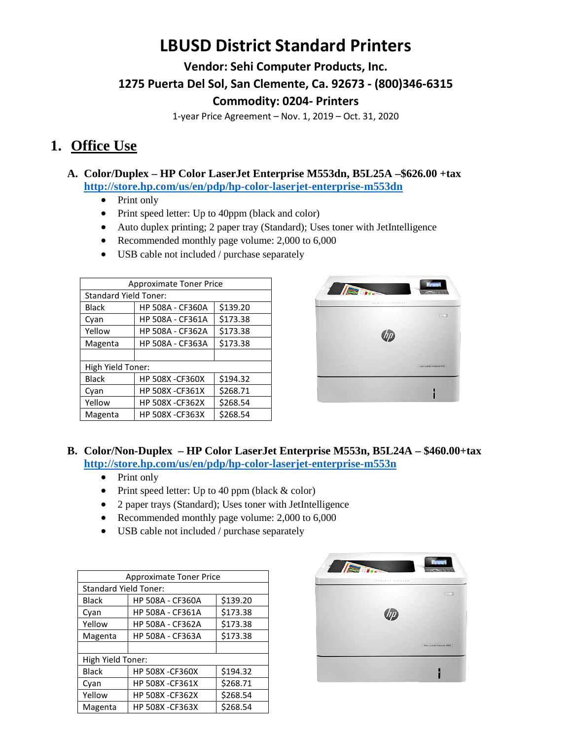# LBUSD District Standard Printers

### Vendor: Sehi Computer Products, Inc.

### 1275 Puerta Del Sol, San Clemente, Ca. 92673 - (800)346-6315

### Commodity: 0204- Printers

1-year Price Agreement – Nov. 1, 2019 – Oct. 31, 2020

## 1. Office Use

### A. Color/Duplex – HP Color LaserJet Enterprise M553dn, B5L25A –$626.00 +tax

**http://store.hp.com/us/en/pdp/hp-color-laserjet-enterprise-m553dn**

- Print only
- Print speed letter: Up to 40ppm (black and color)
- Auto duplex printing; 2 paper tray (Standard); Uses toner with JetIntelligence
- Recommended monthly page volume: 2,000 to 6,000
- USB cable not included / purchase separately

| Approximate Toner Price | | |
|---|---|---|
| Standard Yield Toner: | | |
| Black | HP 508A - CF360A | $139.20 |
| Cyan | HP 508A - CF361A | $173.38 |
| Yellow | HP 508A - CF362A | $173.38 |
| Magenta | HP 508A - CF363A | $173.38 |
| | | |
| High Yield Toner: | | |
| Black | HP 508X -CF360X | $194.32 |
| Cyan | HP 508X -CF361X | $268.71 |
| Yellow | HP 508X -CF362X | $268.54 |
| Magenta | HP 508X -CF363X | $268.54 |

### B. Color/Non-Duplex – HP Color LaserJet Enterprise M553n, B5L24A – $460.00+tax

**http://store.hp.com/us/en/pdp/hp-color-laserjet-enterprise-m553n**

- Print only
- Print speed letter: Up to 40 ppm (black & color)
- 2 paper trays (Standard); Uses toner with JetIntelligence
- Recommended monthly page volume: 2,000 to 6,000
- USB cable not included / purchase separately

| Approximate Toner Price | | |
|---|---|---|
| Standard Yield Toner: | | |
| Black | HP 508A - CF360A | $139.20 |
| Cyan | HP 508A - CF361A | $173.38 |
| Yellow | HP 508A - CF362A | $173.38 |
| Magenta | HP 508A - CF363A | $173.38 |
| | | |
| High Yield Toner: | | |
| Black | HP 508X -CF360X | $194.32 |
| Cyan | HP 508X -CF361X | $268.71 |
| Yellow | HP 508X -CF362X | $268.54 |
| Magenta | HP 508X -CF363X | $268.54 |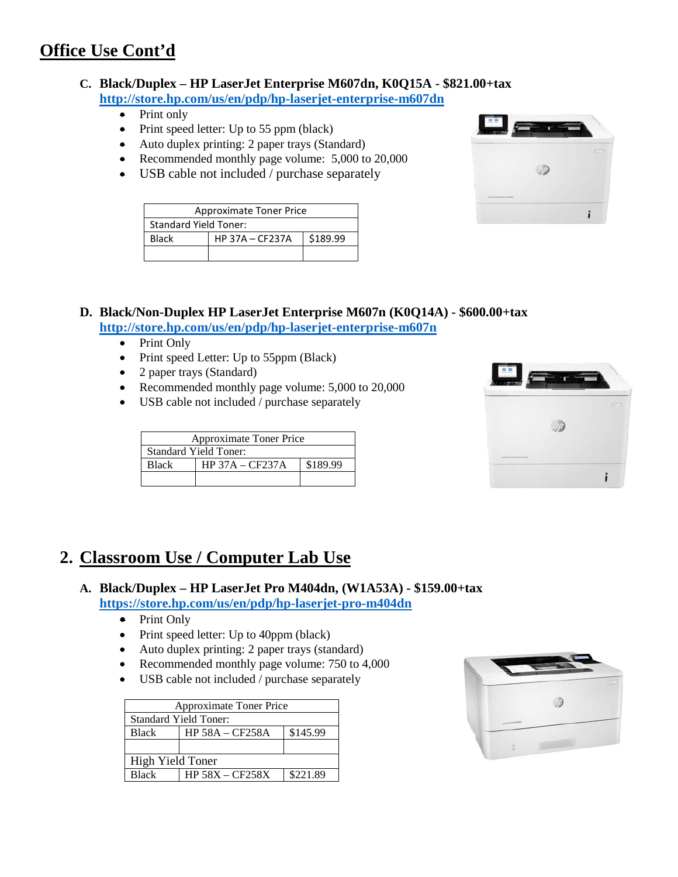# Office Use Cont'd

### C. Black/Duplex – HP LaserJet Enterprise M607dn, K0Q15A - $821.00+tax

http://store.hp.com/us/en/pdp/hp-laserjet-enterprise-m607dn

- Print only
- Print speed letter: Up to 55 ppm (black)
- Auto duplex printing: 2 paper trays (Standard)
- Recommended monthly page volume: 5,000 to 20,000
- USB cable not included / purchase separately

| Approximate Toner Price | | |
|---|---|---|
| Standard Yield Toner: | | |
| Black | HP 37A – CF237A | $189.99 |
| | | |

### D. Black/Non-Duplex HP LaserJet Enterprise M607n (K0Q14A) - $600.00+tax

http://store.hp.com/us/en/pdp/hp-laserjet-enterprise-m607n

- Print Only
- Print speed Letter: Up to 55ppm (Black)
- 2 paper trays (Standard)
- Recommended monthly page volume: 5,000 to 20,000
- USB cable not included / purchase separately

| Approximate Toner Price | | |
|---|---|---|
| Standard Yield Toner: | | |
| Black | HP 37A – CF237A | $189.99 |
| | | |

## 2. Classroom Use / Computer Lab Use

### A. Black/Duplex – HP LaserJet Pro M404dn, (W1A53A) - $159.00+tax

https://store.hp.com/us/en/pdp/hp-laserjet-pro-m404dn

- Print Only
- Print speed letter: Up to 40ppm (black)
- Auto duplex printing: 2 paper trays (standard)
- Recommended monthly page volume: 750 to 4,000
- USB cable not included / purchase separately

| Approximate Toner Price | | |
|---|---|---|
| Standard Yield Toner: | | |
| Black | HP 58A – CF258A | $145.99 |
| | | |
| High Yield Toner | | |
| Black | HP 58X – CF258X | $221.89 |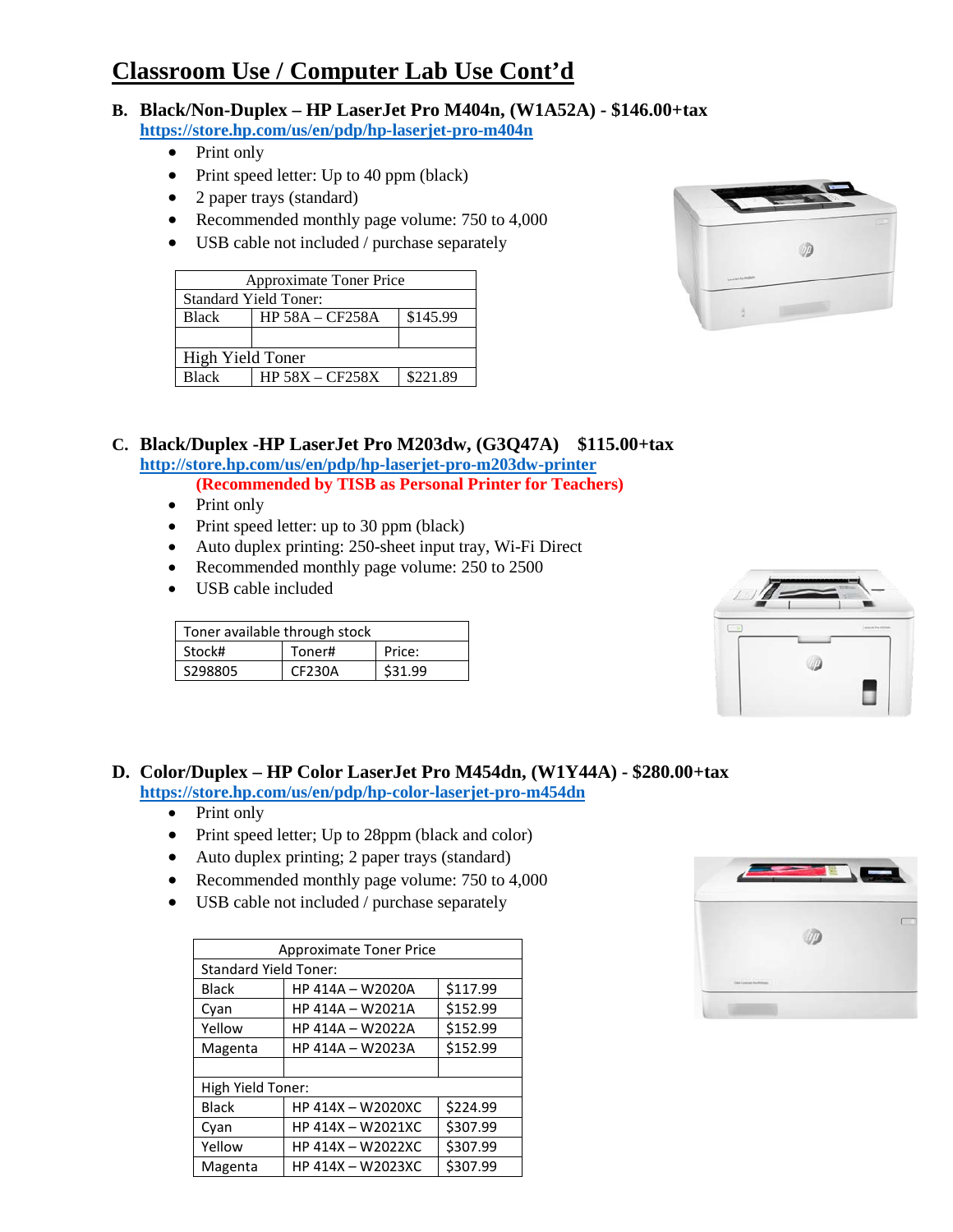# Classroom Use / Computer Lab Use Cont'd

**B. Black/Non-Duplex – HP LaserJet Pro M404n, (W1A52A) - $146.00+tax**
**https://store.hp.com/us/en/pdp/hp-laserjet-pro-m404n**

- Print only
- Print speed letter: Up to 40 ppm (black)
- 2 paper trays (standard)
- Recommended monthly page volume: 750 to 4,000
- USB cable not included / purchase separately

| Approximate Toner Price | | |
|---|---|---|
| Standard Yield Toner: | | |
| Black | HP 58A – CF258A | $145.99 |
| | | |
| High Yield Toner | | |
| Black | HP 58X – CF258X | $221.89 |

**C. Black/Duplex -HP LaserJet Pro M203dw, (G3Q47A) $115.00+tax**
**http://store.hp.com/us/en/pdp/hp-laserjet-pro-m203dw-printer**
**(Recommended by TISB as Personal Printer for Teachers)**

- Print only
- Print speed letter: up to 30 ppm (black)
- Auto duplex printing: 250-sheet input tray, Wi-Fi Direct
- Recommended monthly page volume: 250 to 2500
- USB cable included

| Toner available through stock | | |
|---|---|---|
| Stock# | Toner# | Price: |
| S298805 | CF230A | $31.99 |

**D. Color/Duplex – HP Color LaserJet Pro M454dn, (W1Y44A) - $280.00+tax**
**https://store.hp.com/us/en/pdp/hp-color-laserjet-pro-m454dn**

- Print only
- Print speed letter; Up to 28ppm (black and color)
- Auto duplex printing; 2 paper trays (standard)
- Recommended monthly page volume: 750 to 4,000
- USB cable not included / purchase separately

| Approximate Toner Price | | |
|---|---|---|
| Standard Yield Toner: | | |
| Black | HP 414A – W2020A | $117.99 |
| Cyan | HP 414A – W2021A | $152.99 |
| Yellow | HP 414A – W2022A | $152.99 |
| Magenta | HP 414A – W2023A | $152.99 |
| | | |
| High Yield Toner: | | |
| Black | HP 414X – W2020XC | $224.99 |
| Cyan | HP 414X – W2021XC | $307.99 |
| Yellow | HP 414X – W2022XC | $307.99 |
| Magenta | HP 414X – W2023XC | $307.99 |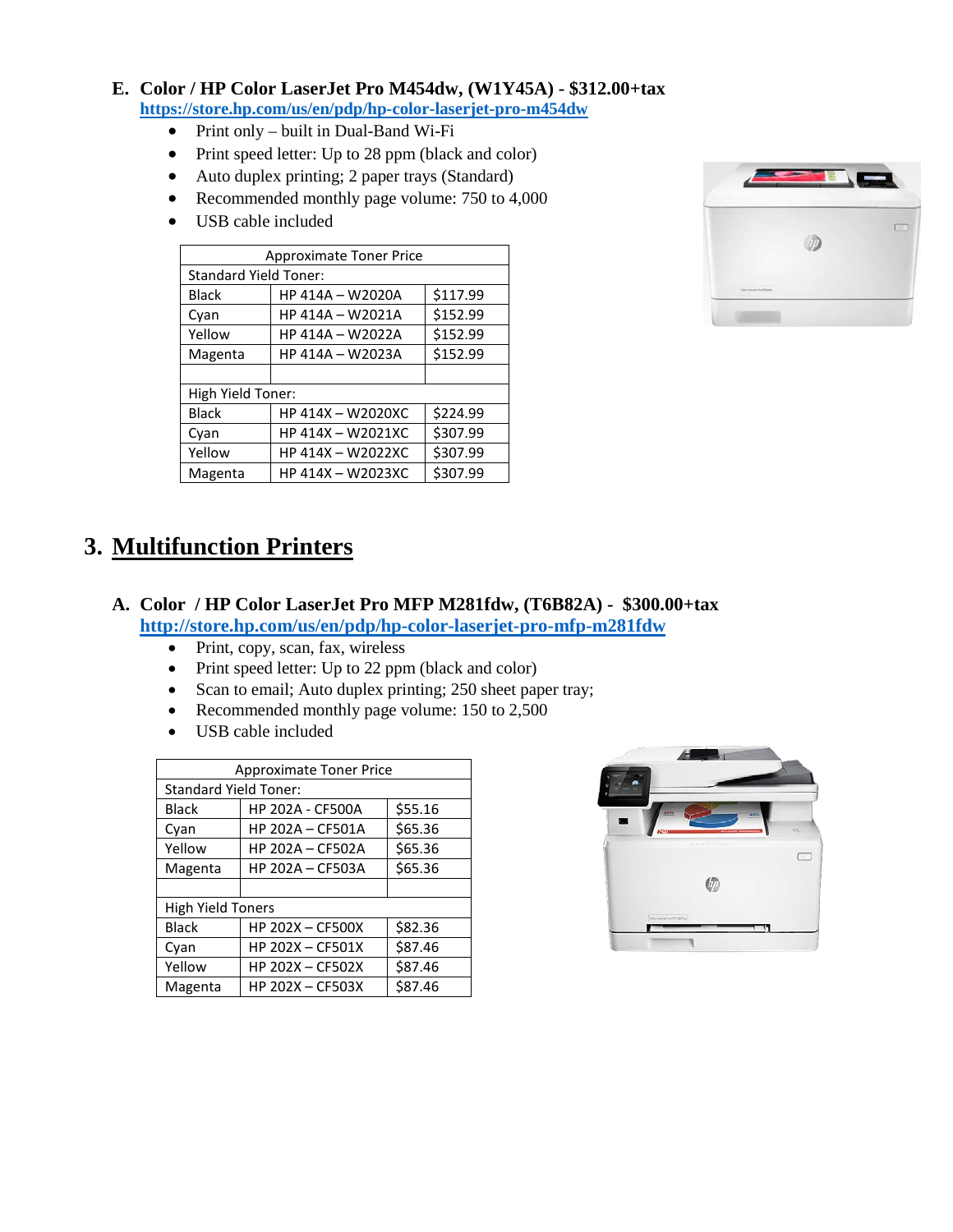**E. Color / HP Color LaserJet Pro M454dw, (W1Y45A) - $312.00+tax**
**https://store.hp.com/us/en/pdp/hp-color-laserjet-pro-m454dw**

- Print only – built in Dual-Band Wi-Fi
- Print speed letter: Up to 28 ppm (black and color)
- Auto duplex printing; 2 paper trays (Standard)
- Recommended monthly page volume: 750 to 4,000
- USB cable included

| Approximate Toner Price | | |
|---|---|---|
| Standard Yield Toner: | | |
| Black | HP 414A – W2020A | $117.99 |
| Cyan | HP 414A – W2021A | $152.99 |
| Yellow | HP 414A – W2022A | $152.99 |
| Magenta | HP 414A – W2023A | $152.99 |
| | | |
| High Yield Toner: | | |
| Black | HP 414X – W2020XC | $224.99 |
| Cyan | HP 414X – W2021XC | $307.99 |
| Yellow | HP 414X – W2022XC | $307.99 |
| Magenta | HP 414X – W2023XC | $307.99 |

# 3. Multifunction Printers

**A. Color / HP Color LaserJet Pro MFP M281fdw, (T6B82A) - $300.00+tax**
**http://store.hp.com/us/en/pdp/hp-color-laserjet-pro-mfp-m281fdw**

- Print, copy, scan, fax, wireless
- Print speed letter: Up to 22 ppm (black and color)
- Scan to email; Auto duplex printing; 250 sheet paper tray;
- Recommended monthly page volume: 150 to 2,500
- USB cable included

| Approximate Toner Price | | |
|---|---|---|
| Standard Yield Toner: | | |
| Black | HP 202A - CF500A | $55.16 |
| Cyan | HP 202A – CF501A | $65.36 |
| Yellow | HP 202A – CF502A | $65.36 |
| Magenta | HP 202A – CF503A | $65.36 |
| | | |
| High Yield Toners | | |
| Black | HP 202X – CF500X | $82.36 |
| Cyan | HP 202X – CF501X | $87.46 |
| Yellow | HP 202X – CF502X | $87.46 |
| Magenta | HP 202X – CF503X | $87.46 |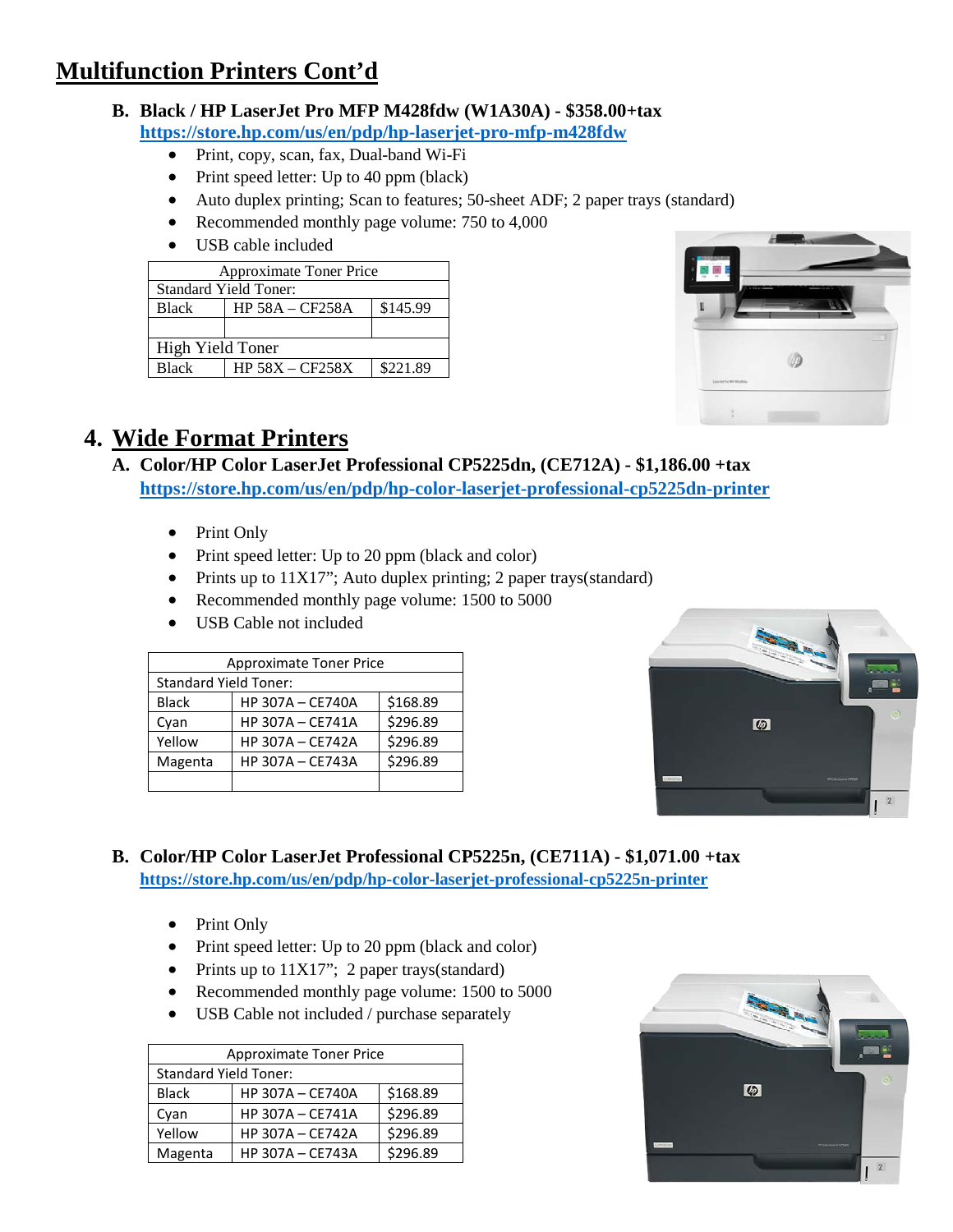# Multifunction Printers Cont'd

**B. Black / HP LaserJet Pro MFP M428fdw (W1A30A) - $358.00+tax**
https://store.hp.com/us/en/pdp/hp-laserjet-pro-mfp-m428fdw

- Print, copy, scan, fax, Dual-band Wi-Fi
- Print speed letter: Up to 40 ppm (black)
- Auto duplex printing; Scan to features; 50-sheet ADF; 2 paper trays (standard)
- Recommended monthly page volume: 750 to 4,000
- USB cable included

| Approximate Toner Price | | |
|---|---|---|
| Standard Yield Toner: | | |
| Black | HP 58A – CF258A | $145.99 |
| | | |
| High Yield Toner | | |
| Black | HP 58X – CF258X | $221.89 |

## 4. Wide Format Printers

**A. Color/HP Color LaserJet Professional CP5225dn, (CE712A) - $1,186.00 +tax**
https://store.hp.com/us/en/pdp/hp-color-laserjet-professional-cp5225dn-printer

- Print Only
- Print speed letter: Up to 20 ppm (black and color)
- Prints up to 11X17"; Auto duplex printing; 2 paper trays(standard)
- Recommended monthly page volume: 1500 to 5000
- USB Cable not included

| Approximate Toner Price | | |
|---|---|---|
| Standard Yield Toner: | | |
| Black | HP 307A – CE740A | $168.89 |
| Cyan | HP 307A – CE741A | $296.89 |
| Yellow | HP 307A – CE742A | $296.89 |
| Magenta | HP 307A – CE743A | $296.89 |
| | | |

**B. Color/HP Color LaserJet Professional CP5225n, (CE711A) - $1,071.00 +tax**
https://store.hp.com/us/en/pdp/hp-color-laserjet-professional-cp5225n-printer

- Print Only
- Print speed letter: Up to 20 ppm (black and color)
- Prints up to 11X17"; 2 paper trays(standard)
- Recommended monthly page volume: 1500 to 5000
- USB Cable not included / purchase separately

| Approximate Toner Price | | |
|---|---|---|
| Standard Yield Toner: | | |
| Black | HP 307A – CE740A | $168.89 |
| Cyan | HP 307A – CE741A | $296.89 |
| Yellow | HP 307A – CE742A | $296.89 |
| Magenta | HP 307A – CE743A | $296.89 |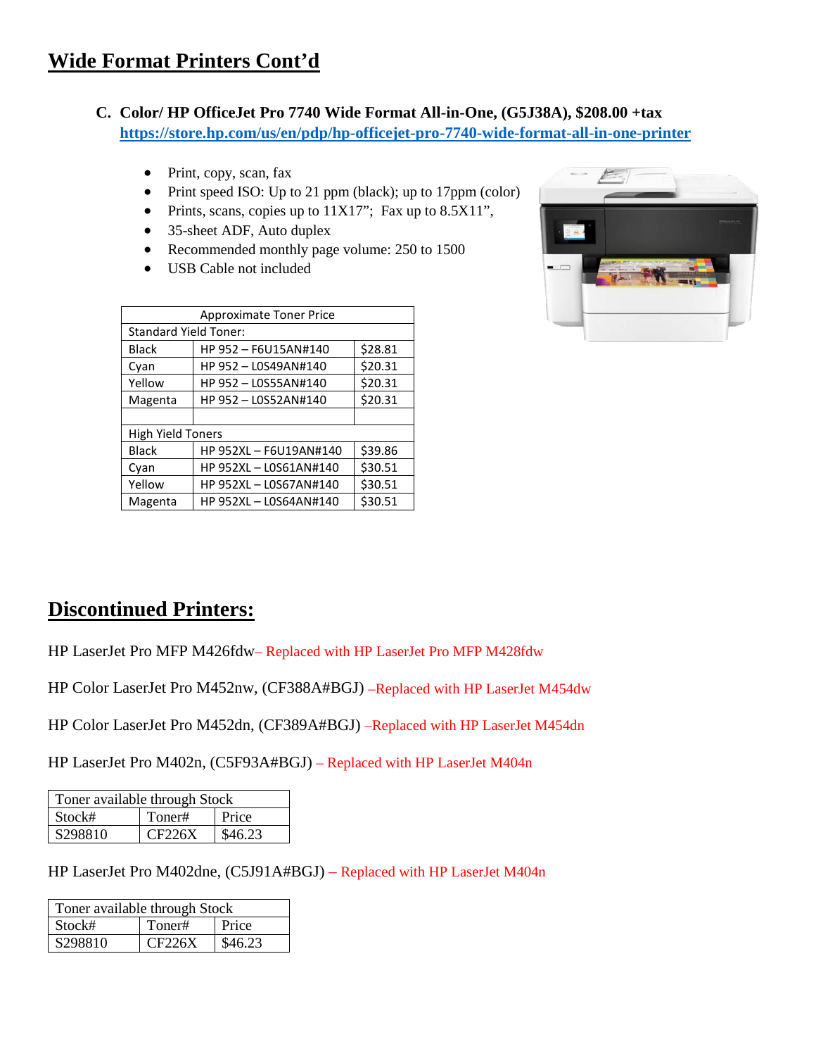# Wide Format Printers Cont'd

**C. Color/ HP OfficeJet Pro 7740 Wide Format All-in-One, (G5J38A), $208.00 +tax**
**https://store.hp.com/us/en/pdp/hp-officejet-pro-7740-wide-format-all-in-one-printer**

- Print, copy, scan, fax
- Print speed ISO: Up to 21 ppm (black); up to 17ppm (color)
- Prints, scans, copies up to 11X17"; Fax up to 8.5X11",
- 35-sheet ADF, Auto duplex
- Recommended monthly page volume: 250 to 1500
- USB Cable not included

| Approximate Toner Price | | |
|---|---|---|
| Standard Yield Toner: | | |
| Black | HP 952 – F6U15AN#140 | $28.81 |
| Cyan | HP 952 – L0S49AN#140 | $20.31 |
| Yellow | HP 952 – L0S55AN#140 | $20.31 |
| Magenta | HP 952 – L0S52AN#140 | $20.31 |
| | | |
| High Yield Toners | | |
| Black | HP 952XL – F6U19AN#140 | $39.86 |
| Cyan | HP 952XL – L0S61AN#140 | $30.51 |
| Yellow | HP 952XL – L0S67AN#140 | $30.51 |
| Magenta | HP 952XL – L0S64AN#140 | $30.51 |

# Discontinued Printers:

HP LaserJet Pro MFP M426fdw– Replaced with HP LaserJet Pro MFP M428fdw

HP Color LaserJet Pro M452nw, (CF388A#BGJ) –Replaced with HP LaserJet M454dw

HP Color LaserJet Pro M452dn, (CF389A#BGJ) –Replaced with HP LaserJet M454dn

HP LaserJet Pro M402n, (C5F93A#BGJ) – Replaced with HP LaserJet M404n

| Toner available through Stock | | |
|---|---|---|
| Stock# | Toner# | Price |
| S298810 | CF226X | $46.23 |

HP LaserJet Pro M402dne, (C5J91A#BGJ) – Replaced with HP LaserJet M404n

| Toner available through Stock | | |
|---|---|---|
| Stock# | Toner# | Price |
| S298810 | CF226X | $46.23 |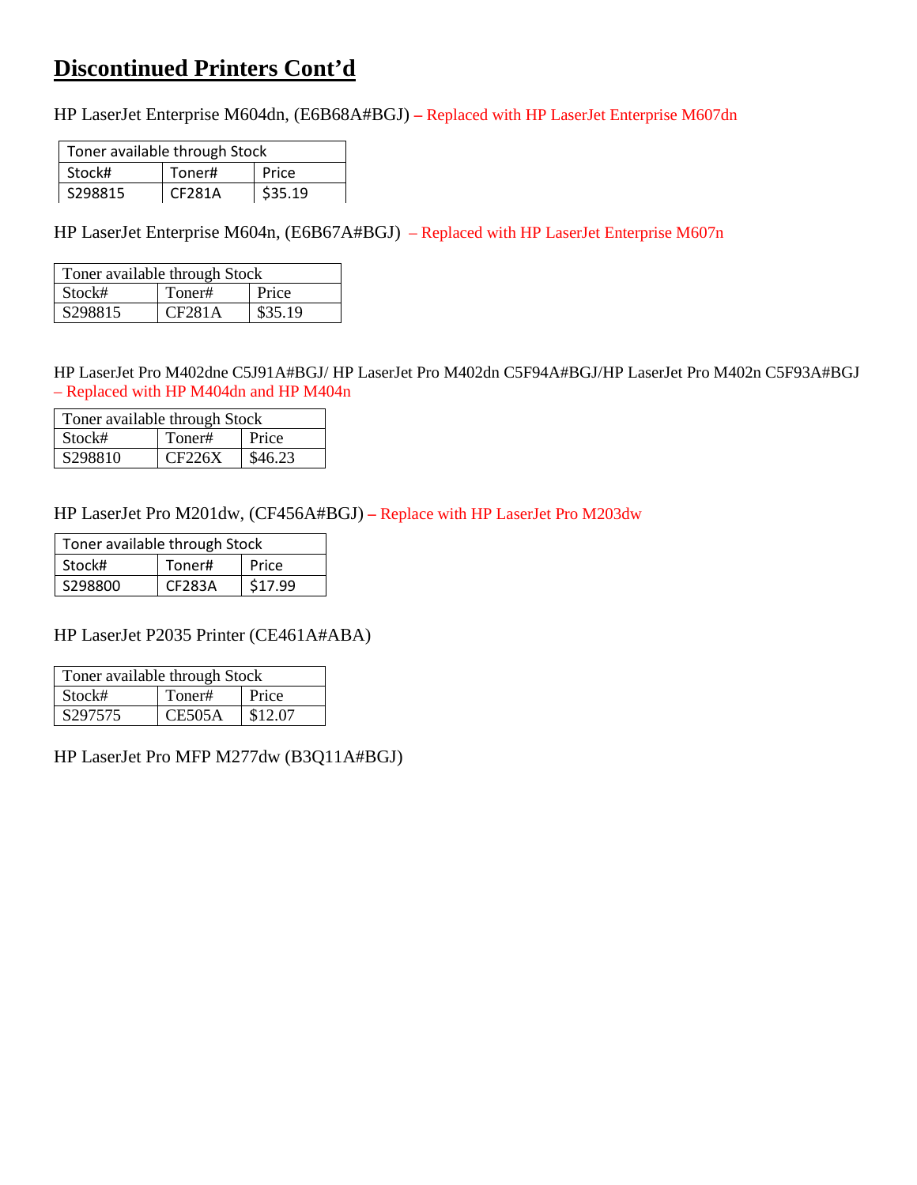# Discontinued Printers Cont'd

HP LaserJet Enterprise M604dn, (E6B68A#BGJ) – Replaced with HP LaserJet Enterprise M607dn

| Toner available through Stock | | |
|---|---|---|
| Stock# | Toner# | Price |
| S298815 | CF281A | $35.19 |

HP LaserJet Enterprise M604n, (E6B67A#BGJ) – Replaced with HP LaserJet Enterprise M607n

| Toner available through Stock | | |
|---|---|---|
| Stock# | Toner# | Price |
| S298815 | CF281A | $35.19 |

HP LaserJet Pro M402dne C5J91A#BGJ/ HP LaserJet Pro M402dn C5F94A#BGJ/HP LaserJet Pro M402n C5F93A#BGJ – Replaced with HP M404dn and HP M404n

| Toner available through Stock | | |
|---|---|---|
| Stock# | Toner# | Price |
| S298810 | CF226X | $46.23 |

HP LaserJet Pro M201dw, (CF456A#BGJ) – Replace with HP LaserJet Pro M203dw

| Toner available through Stock | | |
|---|---|---|
| Stock# | Toner# | Price |
| S298800 | CF283A | $17.99 |

HP LaserJet P2035 Printer (CE461A#ABA)

| Toner available through Stock | | |
|---|---|---|
| Stock# | Toner# | Price |
| S297575 | CE505A | $12.07 |

HP LaserJet Pro MFP M277dw (B3Q11A#BGJ)